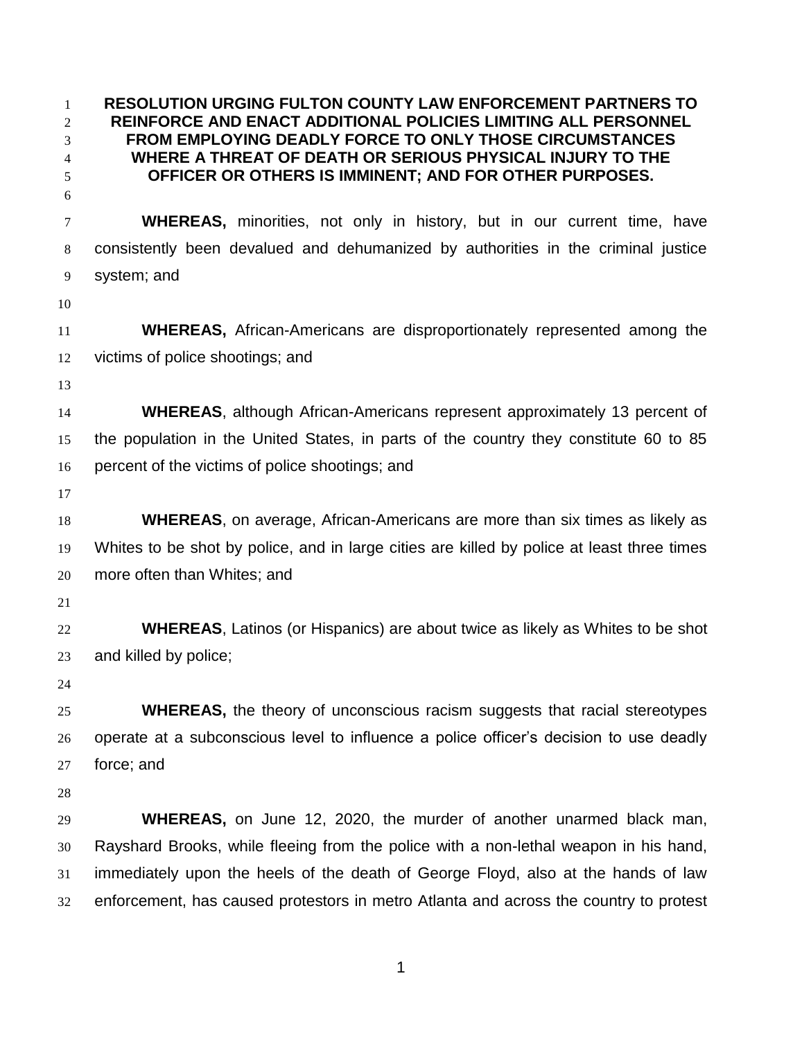**RESOLUTION URGING FULTON COUNTY LAW ENFORCEMENT PARTNERS TO REINFORCE AND ENACT ADDITIONAL POLICIES LIMITING ALL PERSONNEL FROM EMPLOYING DEADLY FORCE TO ONLY THOSE CIRCUMSTANCES WHERE A THREAT OF DEATH OR SERIOUS PHYSICAL INJURY TO THE OFFICER OR OTHERS IS IMMINENT; AND FOR OTHER PURPOSES.**

**WHEREAS,** minorities, not only in history, but in our current time, have consistently been devalued and dehumanized by authorities in the criminal justice system; and

**WHEREAS,** African-Americans are disproportionately represented among the victims of police shootings; and

**WHEREAS**, although African-Americans represent approximately 13 percent of the population in the United States, in parts of the country they constitute 60 to 85 percent of the victims of police shootings; and

**WHEREAS**, on average, African-Americans are more than six times as likely as Whites to be shot by police, and in large cities are killed by police at least three times more often than Whites; and

**WHEREAS**, Latinos (or Hispanics) are about twice as likely as Whites to be shot and killed by police;

**WHEREAS,** the theory of unconscious racism suggests that racial stereotypes operate at a subconscious level to influence a police officer's decision to use deadly force; and

**WHEREAS,** on June 12, 2020, the murder of another unarmed black man, Rayshard Brooks, while fleeing from the police with a non-lethal weapon in his hand, immediately upon the heels of the death of George Floyd, also at the hands of law enforcement, has caused protestors in metro Atlanta and across the country to protest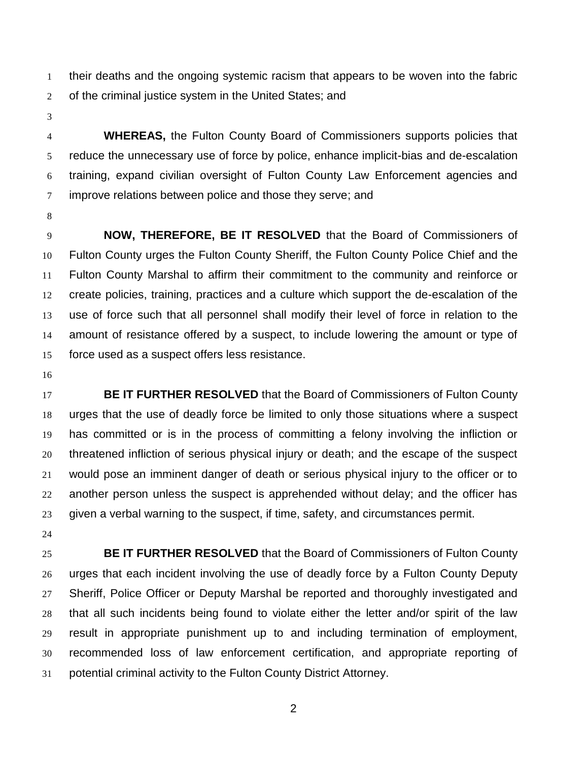their deaths and the ongoing systemic racism that appears to be woven into the fabric of the criminal justice system in the United States; and

**WHEREAS,** the Fulton County Board of Commissioners supports policies that reduce the unnecessary use of force by police, enhance implicit-bias and de-escalation training, expand civilian oversight of Fulton County Law Enforcement agencies and improve relations between police and those they serve; and

**NOW, THEREFORE, BE IT RESOLVED** that the Board of Commissioners of Fulton County urges the Fulton County Sheriff, the Fulton County Police Chief and the Fulton County Marshal to affirm their commitment to the community and reinforce or create policies, training, practices and a culture which support the de-escalation of the use of force such that all personnel shall modify their level of force in relation to the amount of resistance offered by a suspect, to include lowering the amount or type of force used as a suspect offers less resistance.

**BE IT FURTHER RESOLVED** that the Board of Commissioners of Fulton County urges that the use of deadly force be limited to only those situations where a suspect has committed or is in the process of committing a felony involving the infliction or threatened infliction of serious physical injury or death; and the escape of the suspect would pose an imminent danger of death or serious physical injury to the officer or to another person unless the suspect is apprehended without delay; and the officer has given a verbal warning to the suspect, if time, safety, and circumstances permit.

**BE IT FURTHER RESOLVED** that the Board of Commissioners of Fulton County urges that each incident involving the use of deadly force by a Fulton County Deputy Sheriff, Police Officer or Deputy Marshal be reported and thoroughly investigated and that all such incidents being found to violate either the letter and/or spirit of the law result in appropriate punishment up to and including termination of employment, recommended loss of law enforcement certification, and appropriate reporting of potential criminal activity to the Fulton County District Attorney.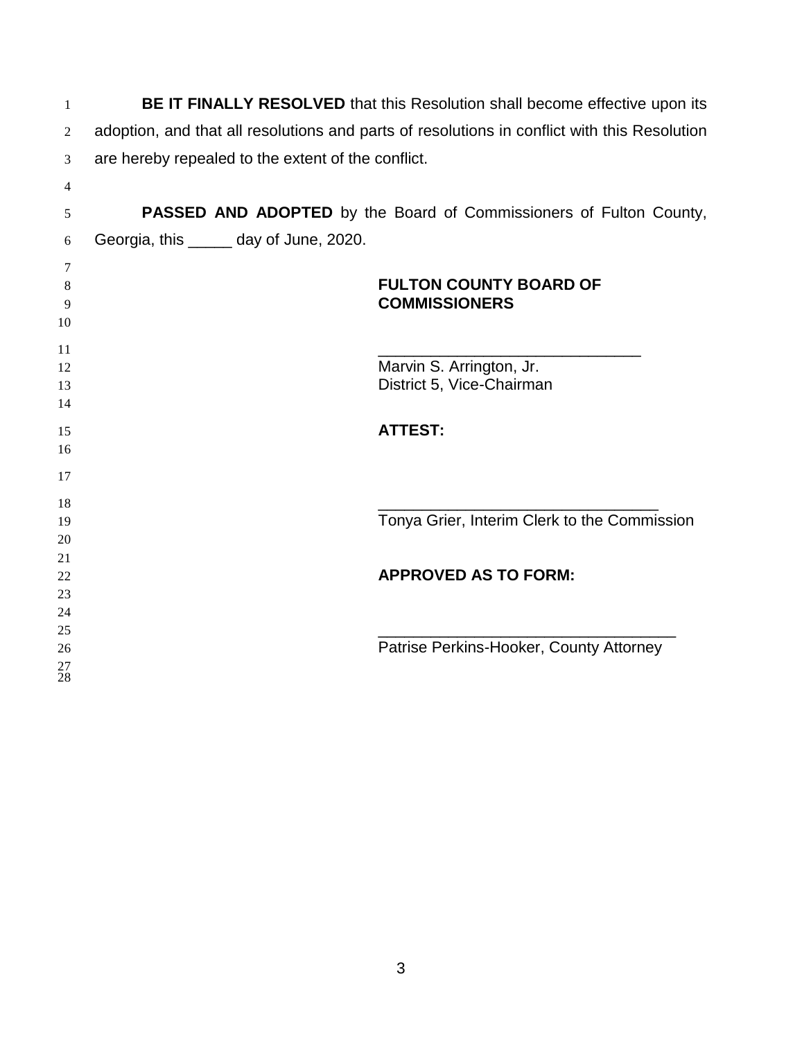**BE IT FINALLY RESOLVED** that this Resolution shall become effective upon its adoption, and that all resolutions and parts of resolutions in conflict with this Resolution are hereby repealed to the extent of the conflict.

**PASSED AND ADOPTED** by the Board of Commissioners of Fulton County, Georgia, this _____ day of June, 2020.

**FULTON COUNTY BOARD OF COMMISSIONERS**

______________________________
Marvin S. Arrington, Jr.
District 5, Vice-Chairman

**ATTEST:**

________________________________
Tonya Grier, Interim Clerk to the Commission

**APPROVED AS TO FORM:**

__________________________________
Patrise Perkins-Hooker, County Attorney